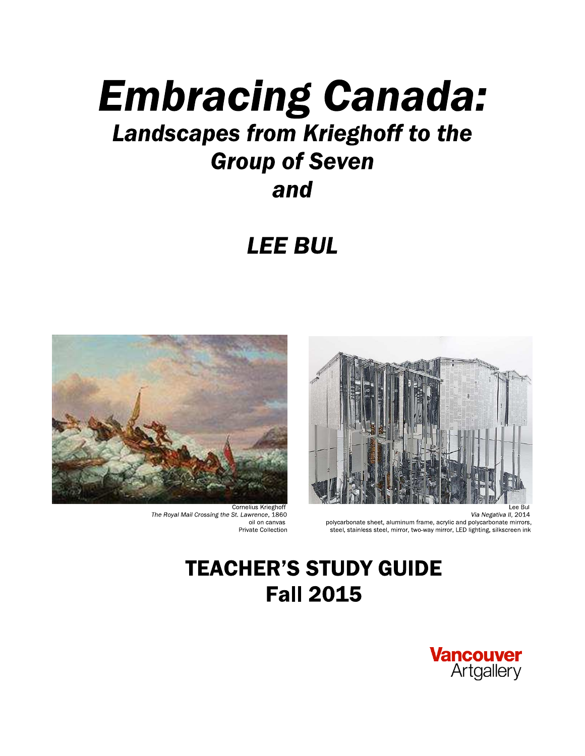# *Embracing Canada:*

## *Landscapes from Krieghoff to the Group of Seven*
## *and*

## *LEE BUL*

Cornelius Krieghoff
*The Royal Mail Crossing the St. Lawrence*, 1860
oil on canvas
Private Collection

Lee Bul
*Via Negativa II*, 2014
polycarbonate sheet, aluminum frame, acrylic and polycarbonate mirrors, steel, stainless steel, mirror, two-way mirror, LED lighting, silkscreen ink

## TEACHER'S STUDY GUIDE
## Fall 2015

Vancouver Artgallery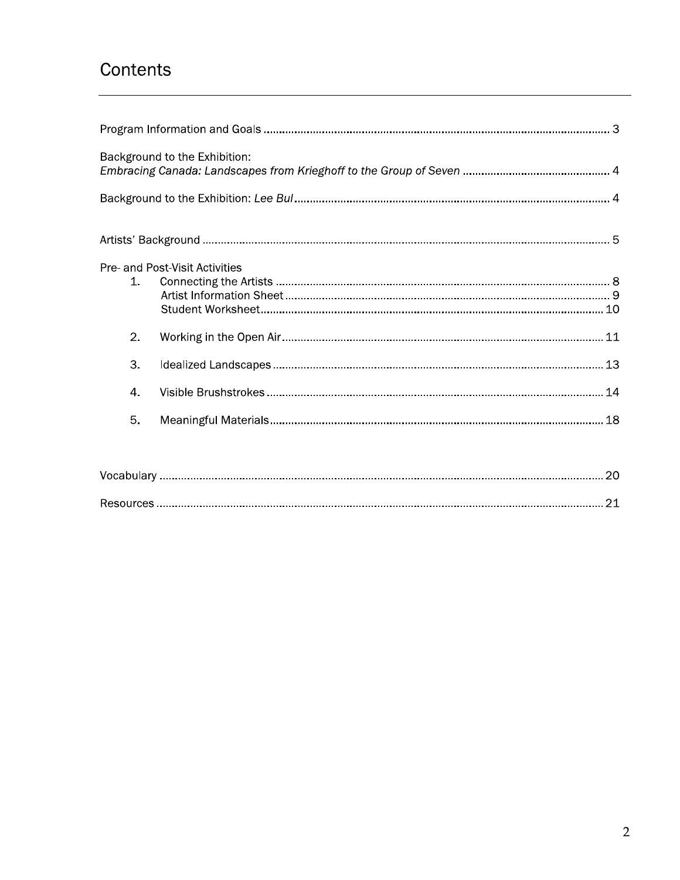# Contents

Program Information and Goals ........................................ 3

Background to the Exhibition:
*Embracing Canada: Landscapes from Krieghoff to the Group of Seven* ........................................ 4

Background to the Exhibition: *Lee Bul* ........................................ 4

Artists' Background ........................................ 5

Pre- and Post-Visit Activities

1. Connecting the Artists ........................................ 8
   Artist Information Sheet ........................................ 9
   Student Worksheet ........................................ 10
2. Working in the Open Air ........................................ 11
3. Idealized Landscapes ........................................ 13
4. Visible Brushstrokes ........................................ 14
5. Meaningful Materials ........................................ 18

Vocabulary ........................................ 20

Resources ........................................ 21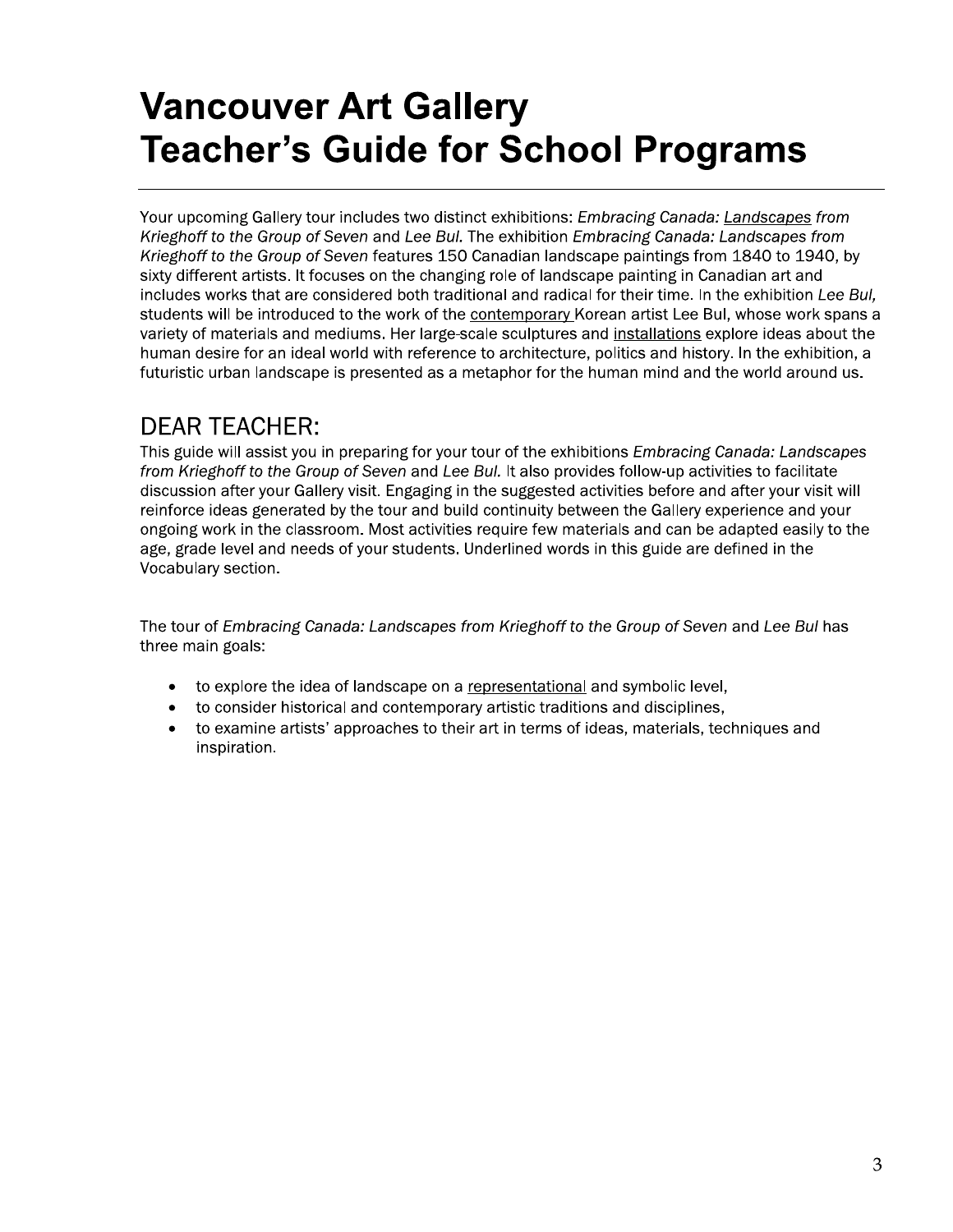# Vancouver Art Gallery
# Teacher's Guide for School Programs

Your upcoming Gallery tour includes two distinct exhibitions: *Embracing Canada: Landscapes from Krieghoff to the Group of Seven* and *Lee Bul.* The exhibition *Embracing Canada: Landscapes from Krieghoff to the Group of Seven* features 150 Canadian landscape paintings from 1840 to 1940, by sixty different artists. It focuses on the changing role of landscape painting in Canadian art and includes works that are considered both traditional and radical for their time. In the exhibition *Lee Bul,* students will be introduced to the work of the contemporary Korean artist Lee Bul, whose work spans a variety of materials and mediums. Her large-scale sculptures and installations explore ideas about the human desire for an ideal world with reference to architecture, politics and history. In the exhibition, a futuristic urban landscape is presented as a metaphor for the human mind and the world around us.

## DEAR TEACHER:

This guide will assist you in preparing for your tour of the exhibitions *Embracing Canada: Landscapes from Krieghoff to the Group of Seven* and *Lee Bul.* It also provides follow-up activities to facilitate discussion after your Gallery visit. Engaging in the suggested activities before and after your visit will reinforce ideas generated by the tour and build continuity between the Gallery experience and your ongoing work in the classroom. Most activities require few materials and can be adapted easily to the age, grade level and needs of your students. Underlined words in this guide are defined in the Vocabulary section.

The tour of *Embracing Canada: Landscapes from Krieghoff to the Group of Seven* and *Lee Bul* has three main goals:

- to explore the idea of landscape on a representational and symbolic level,
- to consider historical and contemporary artistic traditions and disciplines,
- to examine artists' approaches to their art in terms of ideas, materials, techniques and inspiration.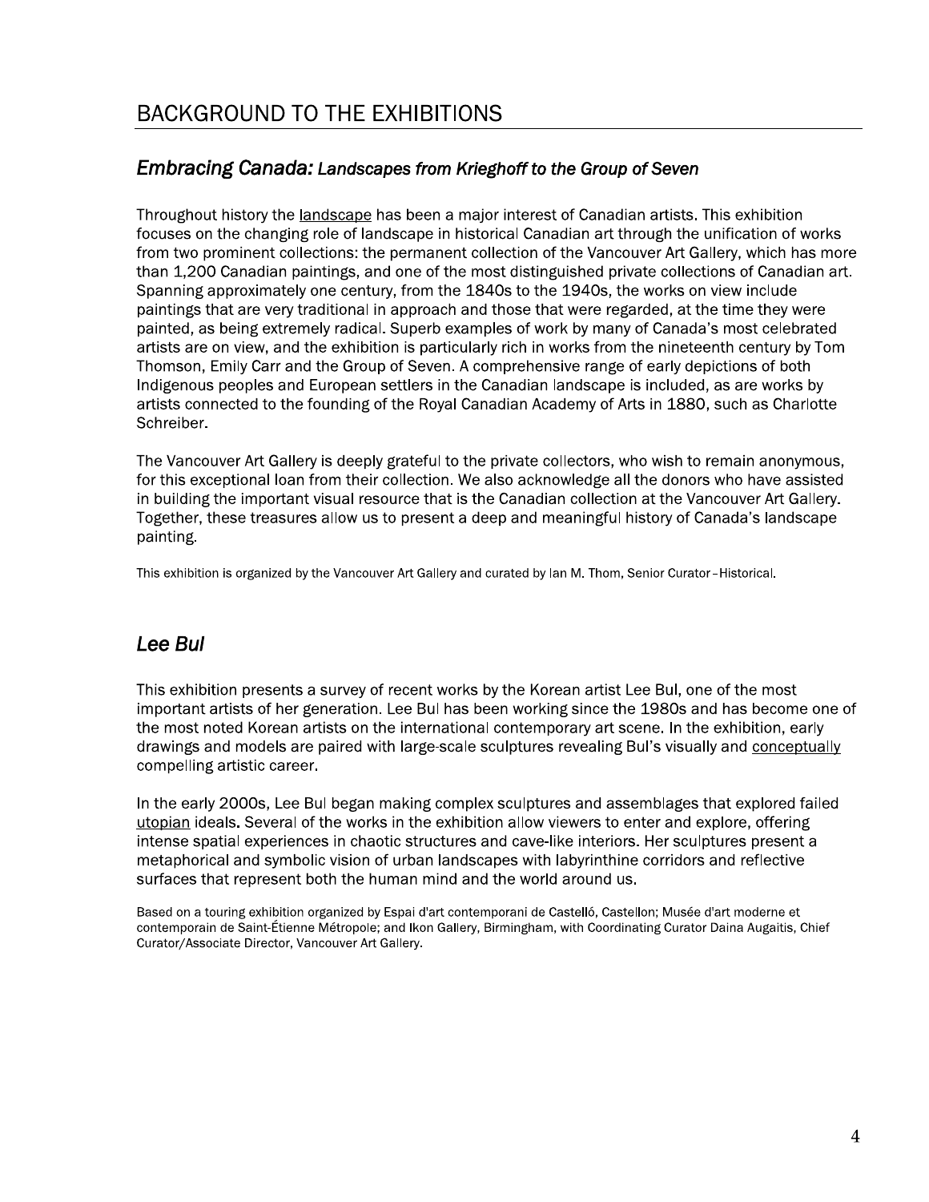# BACKGROUND TO THE EXHIBITIONS

## *Embracing Canada: Landscapes from Krieghoff to the Group of Seven*

Throughout history the landscape has been a major interest of Canadian artists. This exhibition focuses on the changing role of landscape in historical Canadian art through the unification of works from two prominent collections: the permanent collection of the Vancouver Art Gallery, which has more than 1,200 Canadian paintings, and one of the most distinguished private collections of Canadian art. Spanning approximately one century, from the 1840s to the 1940s, the works on view include paintings that are very traditional in approach and those that were regarded, at the time they were painted, as being extremely radical. Superb examples of work by many of Canada's most celebrated artists are on view, and the exhibition is particularly rich in works from the nineteenth century by Tom Thomson, Emily Carr and the Group of Seven. A comprehensive range of early depictions of both Indigenous peoples and European settlers in the Canadian landscape is included, as are works by artists connected to the founding of the Royal Canadian Academy of Arts in 1880, such as Charlotte Schreiber.

The Vancouver Art Gallery is deeply grateful to the private collectors, who wish to remain anonymous, for this exceptional loan from their collection. We also acknowledge all the donors who have assisted in building the important visual resource that is the Canadian collection at the Vancouver Art Gallery. Together, these treasures allow us to present a deep and meaningful history of Canada's landscape painting.

This exhibition is organized by the Vancouver Art Gallery and curated by Ian M. Thom, Senior Curator–Historical.

## *Lee Bul*

This exhibition presents a survey of recent works by the Korean artist Lee Bul, one of the most important artists of her generation. Lee Bul has been working since the 1980s and has become one of the most noted Korean artists on the international contemporary art scene. In the exhibition, early drawings and models are paired with large-scale sculptures revealing Bul's visually and conceptually compelling artistic career.

In the early 2000s, Lee Bul began making complex sculptures and assemblages that explored failed utopian ideals. Several of the works in the exhibition allow viewers to enter and explore, offering intense spatial experiences in chaotic structures and cave-like interiors. Her sculptures present a metaphorical and symbolic vision of urban landscapes with labyrinthine corridors and reflective surfaces that represent both the human mind and the world around us.

Based on a touring exhibition organized by Espai d'art contemporani de Castelló, Castellon; Musée d'art moderne et contemporain de Saint-Étienne Métropole; and Ikon Gallery, Birmingham, with Coordinating Curator Daina Augaitis, Chief Curator/Associate Director, Vancouver Art Gallery.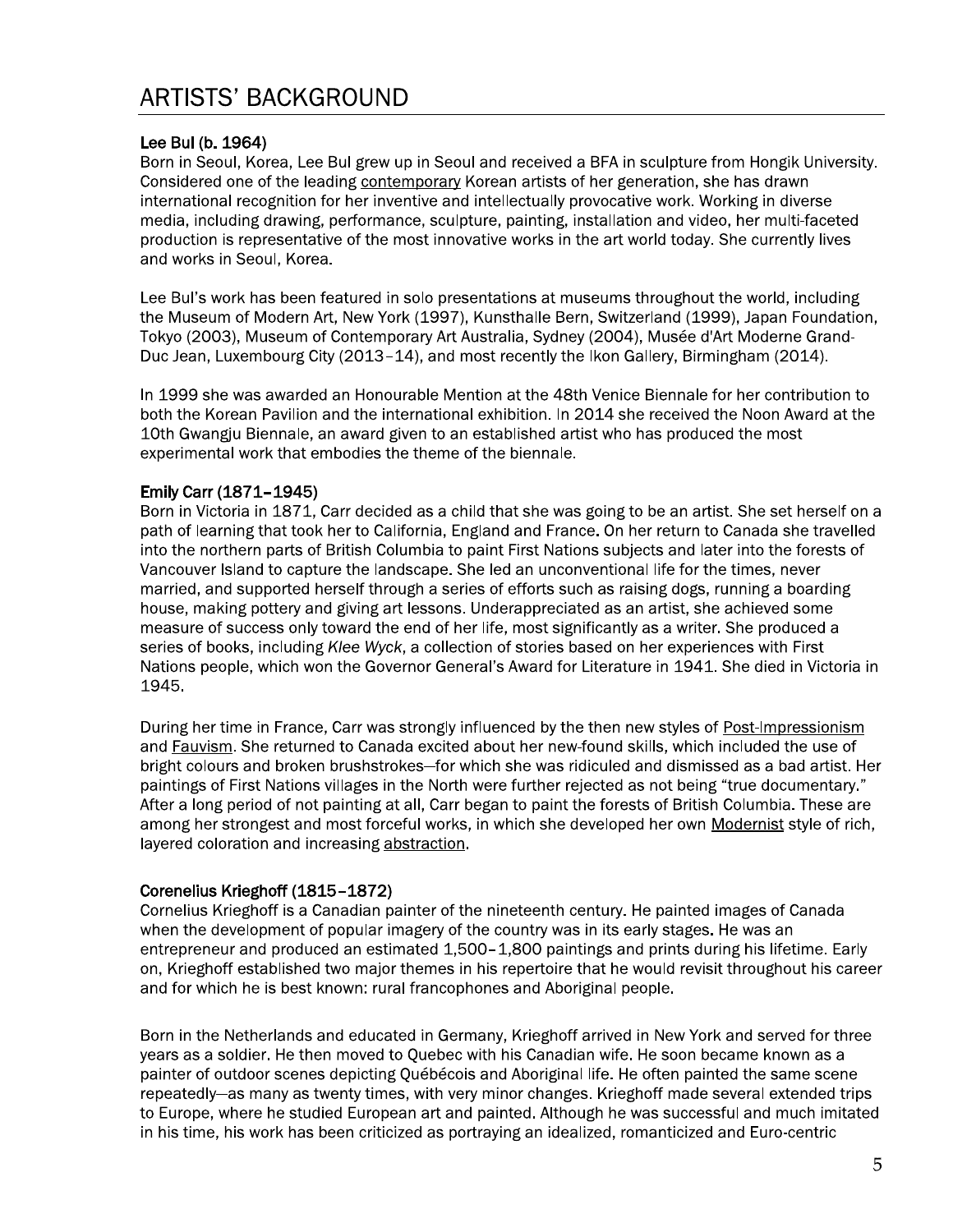# ARTISTS' BACKGROUND

### Lee Bul (b. 1964)

Born in Seoul, Korea, Lee Bul grew up in Seoul and received a BFA in sculpture from Hongik University. Considered one of the leading contemporary Korean artists of her generation, she has drawn international recognition for her inventive and intellectually provocative work. Working in diverse media, including drawing, performance, sculpture, painting, installation and video, her multi-faceted production is representative of the most innovative works in the art world today. She currently lives and works in Seoul, Korea.

Lee Bul's work has been featured in solo presentations at museums throughout the world, including the Museum of Modern Art, New York (1997), Kunsthalle Bern, Switzerland (1999), Japan Foundation, Tokyo (2003), Museum of Contemporary Art Australia, Sydney (2004), Musée d'Art Moderne Grand-Duc Jean, Luxembourg City (2013–14), and most recently the Ikon Gallery, Birmingham (2014).

In 1999 she was awarded an Honourable Mention at the 48th Venice Biennale for her contribution to both the Korean Pavilion and the international exhibition. In 2014 she received the Noon Award at the 10th Gwangju Biennale, an award given to an established artist who has produced the most experimental work that embodies the theme of the biennale.

### Emily Carr (1871–1945)

Born in Victoria in 1871, Carr decided as a child that she was going to be an artist. She set herself on a path of learning that took her to California, England and France. On her return to Canada she travelled into the northern parts of British Columbia to paint First Nations subjects and later into the forests of Vancouver Island to capture the landscape. She led an unconventional life for the times, never married, and supported herself through a series of efforts such as raising dogs, running a boarding house, making pottery and giving art lessons. Underappreciated as an artist, she achieved some measure of success only toward the end of her life, most significantly as a writer. She produced a series of books, including *Klee Wyck*, a collection of stories based on her experiences with First Nations people, which won the Governor General's Award for Literature in 1941. She died in Victoria in 1945.

During her time in France, Carr was strongly influenced by the then new styles of Post-Impressionism and Fauvism. She returned to Canada excited about her new-found skills, which included the use of bright colours and broken brushstrokes—for which she was ridiculed and dismissed as a bad artist. Her paintings of First Nations villages in the North were further rejected as not being "true documentary." After a long period of not painting at all, Carr began to paint the forests of British Columbia. These are among her strongest and most forceful works, in which she developed her own Modernist style of rich, layered coloration and increasing abstraction.

### Corenelius Krieghoff (1815–1872)

Cornelius Krieghoff is a Canadian painter of the nineteenth century. He painted images of Canada when the development of popular imagery of the country was in its early stages. He was an entrepreneur and produced an estimated 1,500–1,800 paintings and prints during his lifetime. Early on, Krieghoff established two major themes in his repertoire that he would revisit throughout his career and for which he is best known: rural francophones and Aboriginal people.

Born in the Netherlands and educated in Germany, Krieghoff arrived in New York and served for three years as a soldier. He then moved to Quebec with his Canadian wife. He soon became known as a painter of outdoor scenes depicting Québécois and Aboriginal life. He often painted the same scene repeatedly—as many as twenty times, with very minor changes. Krieghoff made several extended trips to Europe, where he studied European art and painted. Although he was successful and much imitated in his time, his work has been criticized as portraying an idealized, romanticized and Euro-centric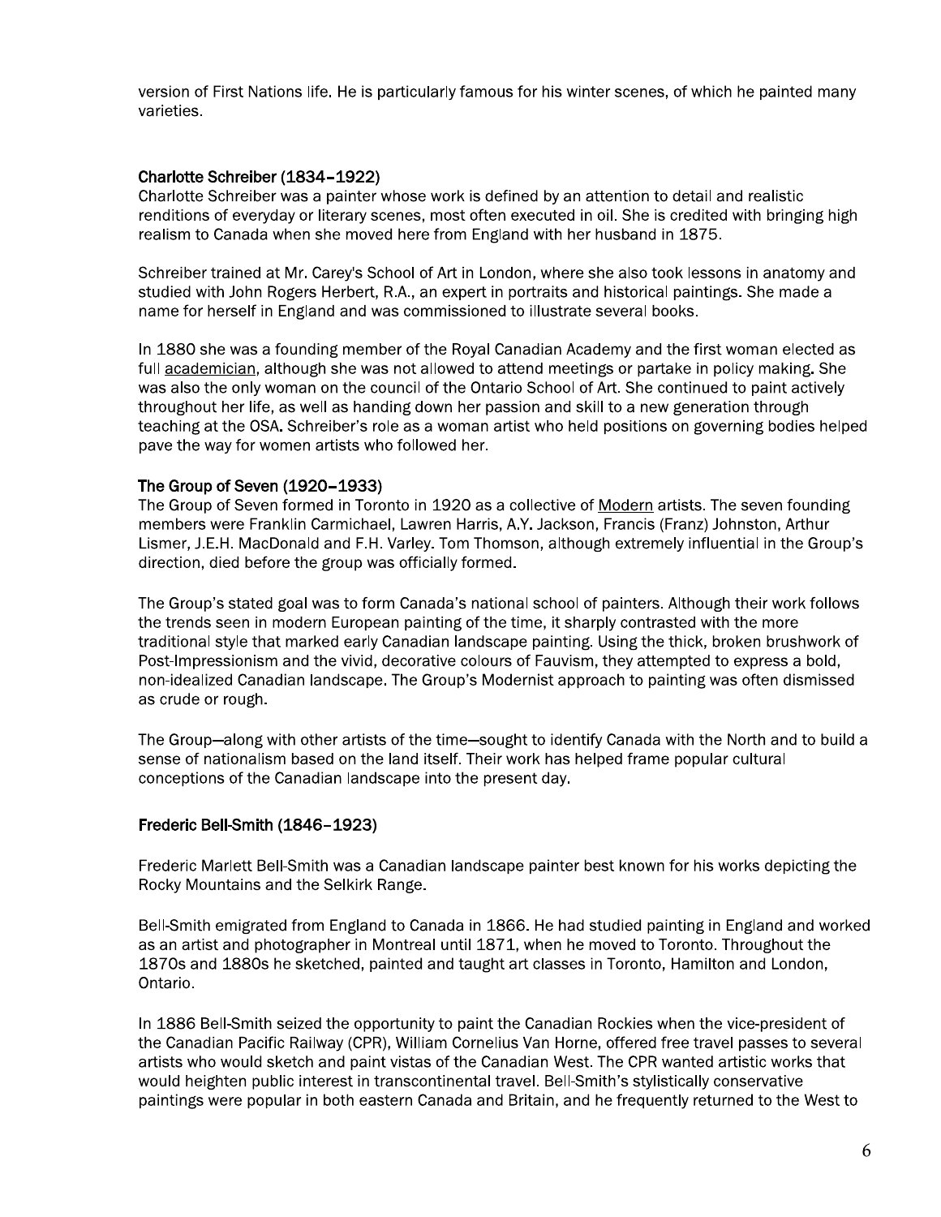version of First Nations life. He is particularly famous for his winter scenes, of which he painted many varieties.

### Charlotte Schreiber (1834–1922)

Charlotte Schreiber was a painter whose work is defined by an attention to detail and realistic renditions of everyday or literary scenes, most often executed in oil. She is credited with bringing high realism to Canada when she moved here from England with her husband in 1875.

Schreiber trained at Mr. Carey's School of Art in London, where she also took lessons in anatomy and studied with John Rogers Herbert, R.A., an expert in portraits and historical paintings. She made a name for herself in England and was commissioned to illustrate several books.

In 1880 she was a founding member of the Royal Canadian Academy and the first woman elected as full academician, although she was not allowed to attend meetings or partake in policy making. She was also the only woman on the council of the Ontario School of Art. She continued to paint actively throughout her life, as well as handing down her passion and skill to a new generation through teaching at the OSA. Schreiber's role as a woman artist who held positions on governing bodies helped pave the way for women artists who followed her.

### The Group of Seven (1920–1933)

The Group of Seven formed in Toronto in 1920 as a collective of Modern artists. The seven founding members were Franklin Carmichael, Lawren Harris, A.Y. Jackson, Francis (Franz) Johnston, Arthur Lismer, J.E.H. MacDonald and F.H. Varley. Tom Thomson, although extremely influential in the Group's direction, died before the group was officially formed.

The Group's stated goal was to form Canada's national school of painters. Although their work follows the trends seen in modern European painting of the time, it sharply contrasted with the more traditional style that marked early Canadian landscape painting. Using the thick, broken brushwork of Post-Impressionism and the vivid, decorative colours of Fauvism, they attempted to express a bold, non-idealized Canadian landscape. The Group's Modernist approach to painting was often dismissed as crude or rough.

The Group—along with other artists of the time—sought to identify Canada with the North and to build a sense of nationalism based on the land itself. Their work has helped frame popular cultural conceptions of the Canadian landscape into the present day.

### Frederic Bell-Smith (1846–1923)

Frederic Marlett Bell-Smith was a Canadian landscape painter best known for his works depicting the Rocky Mountains and the Selkirk Range.

Bell-Smith emigrated from England to Canada in 1866. He had studied painting in England and worked as an artist and photographer in Montreal until 1871, when he moved to Toronto. Throughout the 1870s and 1880s he sketched, painted and taught art classes in Toronto, Hamilton and London, Ontario.

In 1886 Bell-Smith seized the opportunity to paint the Canadian Rockies when the vice-president of the Canadian Pacific Railway (CPR), William Cornelius Van Horne, offered free travel passes to several artists who would sketch and paint vistas of the Canadian West. The CPR wanted artistic works that would heighten public interest in transcontinental travel. Bell-Smith's stylistically conservative paintings were popular in both eastern Canada and Britain, and he frequently returned to the West to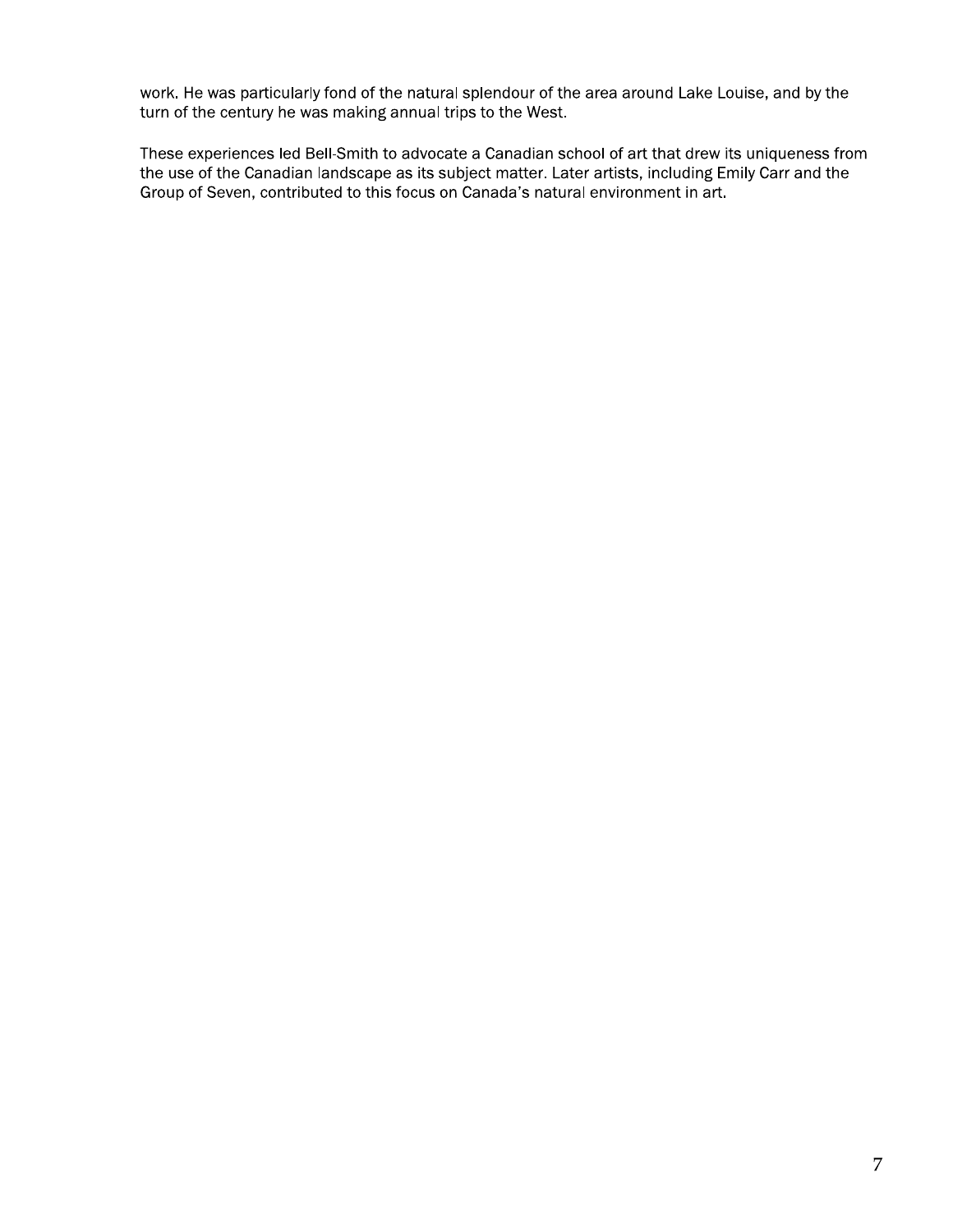work. He was particularly fond of the natural splendour of the area around Lake Louise, and by the turn of the century he was making annual trips to the West.

These experiences led Bell-Smith to advocate a Canadian school of art that drew its uniqueness from the use of the Canadian landscape as its subject matter. Later artists, including Emily Carr and the Group of Seven, contributed to this focus on Canada's natural environment in art.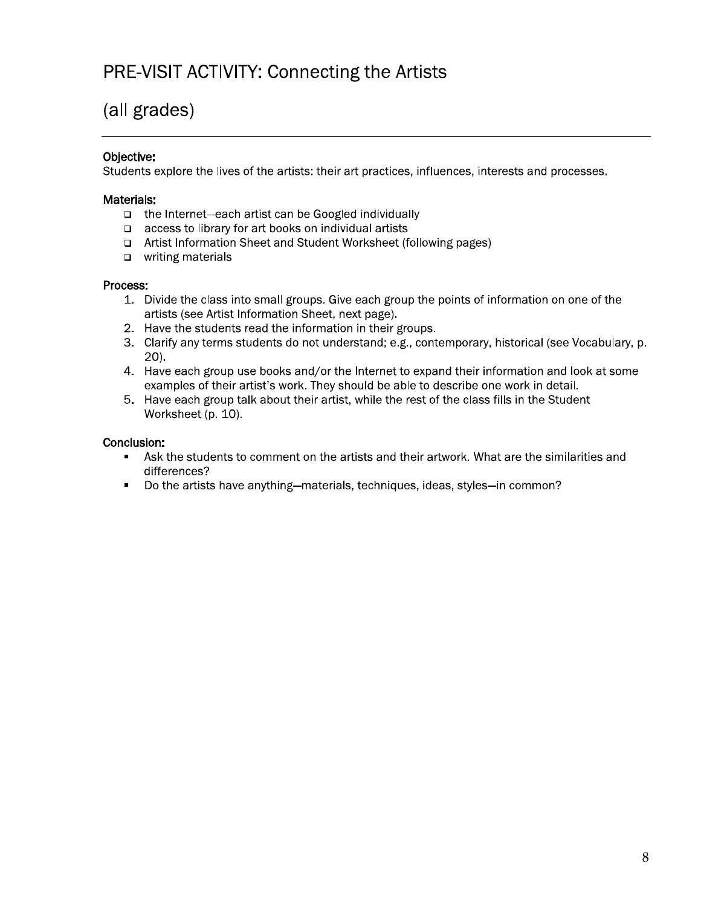# PRE-VISIT ACTIVITY: Connecting the Artists

# (all grades)

---

**Objective:**
Students explore the lives of the artists: their art practices, influences, interests and processes.

**Materials:**

- the Internet—each artist can be Googled individually
- access to library for art books on individual artists
- Artist Information Sheet and Student Worksheet (following pages)
- writing materials

**Process:**

1. Divide the class into small groups. Give each group the points of information on one of the artists (see Artist Information Sheet, next page).
2. Have the students read the information in their groups.
3. Clarify any terms students do not understand; e.g., contemporary, historical (see Vocabulary, p. 20).
4. Have each group use books and/or the Internet to expand their information and look at some examples of their artist's work. They should be able to describe one work in detail.
5. Have each group talk about their artist, while the rest of the class fills in the Student Worksheet (p. 10).

**Conclusion:**

- Ask the students to comment on the artists and their artwork. What are the similarities and differences?
- Do the artists have anything—materials, techniques, ideas, styles—in common?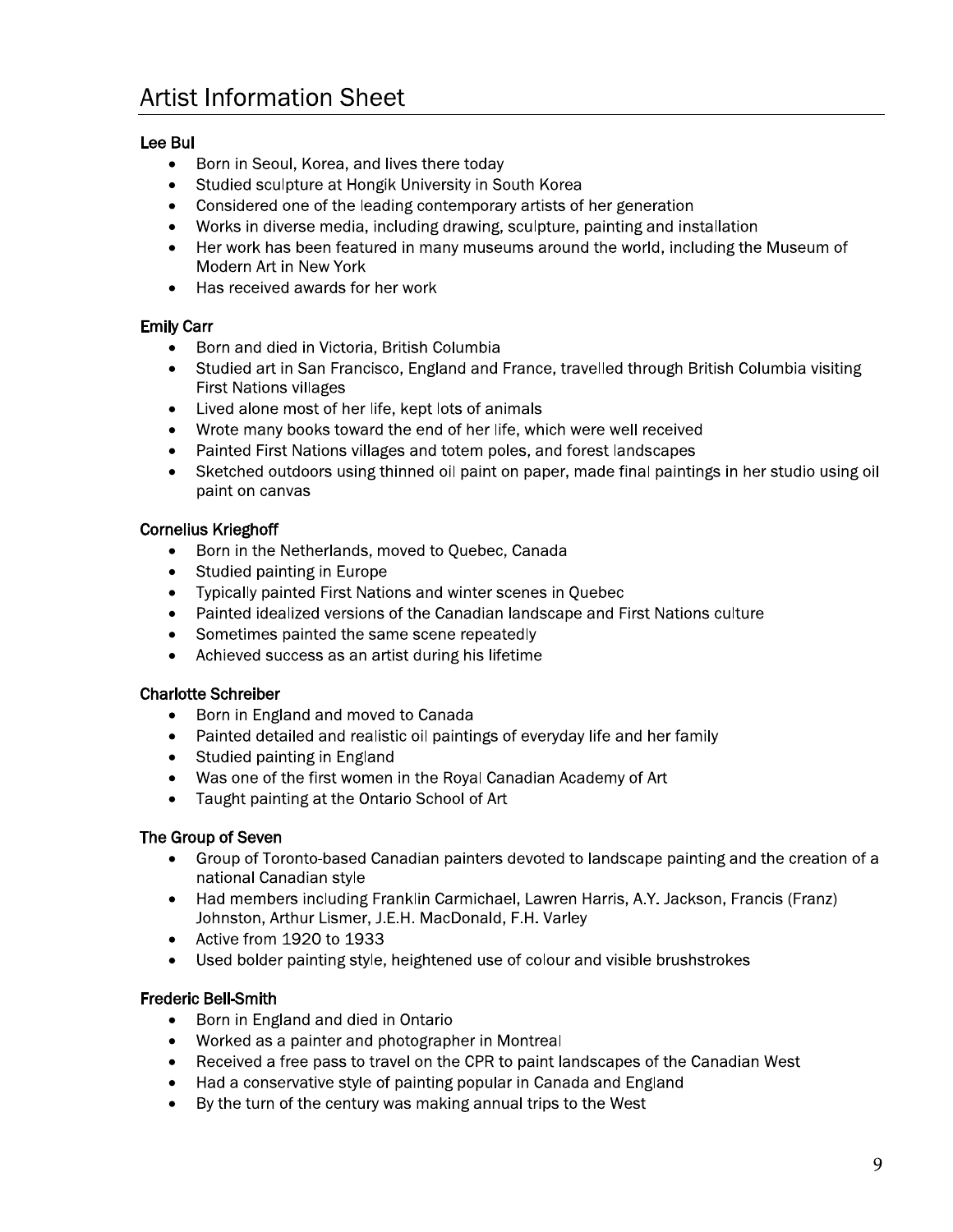# Artist Information Sheet

**Lee Bul**

- Born in Seoul, Korea, and lives there today
- Studied sculpture at Hongik University in South Korea
- Considered one of the leading contemporary artists of her generation
- Works in diverse media, including drawing, sculpture, painting and installation
- Her work has been featured in many museums around the world, including the Museum of Modern Art in New York
- Has received awards for her work

**Emily Carr**

- Born and died in Victoria, British Columbia
- Studied art in San Francisco, England and France, travelled through British Columbia visiting First Nations villages
- Lived alone most of her life, kept lots of animals
- Wrote many books toward the end of her life, which were well received
- Painted First Nations villages and totem poles, and forest landscapes
- Sketched outdoors using thinned oil paint on paper, made final paintings in her studio using oil paint on canvas

**Cornelius Krieghoff**

- Born in the Netherlands, moved to Quebec, Canada
- Studied painting in Europe
- Typically painted First Nations and winter scenes in Quebec
- Painted idealized versions of the Canadian landscape and First Nations culture
- Sometimes painted the same scene repeatedly
- Achieved success as an artist during his lifetime

**Charlotte Schreiber**

- Born in England and moved to Canada
- Painted detailed and realistic oil paintings of everyday life and her family
- Studied painting in England
- Was one of the first women in the Royal Canadian Academy of Art
- Taught painting at the Ontario School of Art

**The Group of Seven**

- Group of Toronto-based Canadian painters devoted to landscape painting and the creation of a national Canadian style
- Had members including Franklin Carmichael, Lawren Harris, A.Y. Jackson, Francis (Franz) Johnston, Arthur Lismer, J.E.H. MacDonald, F.H. Varley
- Active from 1920 to 1933
- Used bolder painting style, heightened use of colour and visible brushstrokes

**Frederic Bell-Smith**

- Born in England and died in Ontario
- Worked as a painter and photographer in Montreal
- Received a free pass to travel on the CPR to paint landscapes of the Canadian West
- Had a conservative style of painting popular in Canada and England
- By the turn of the century was making annual trips to the West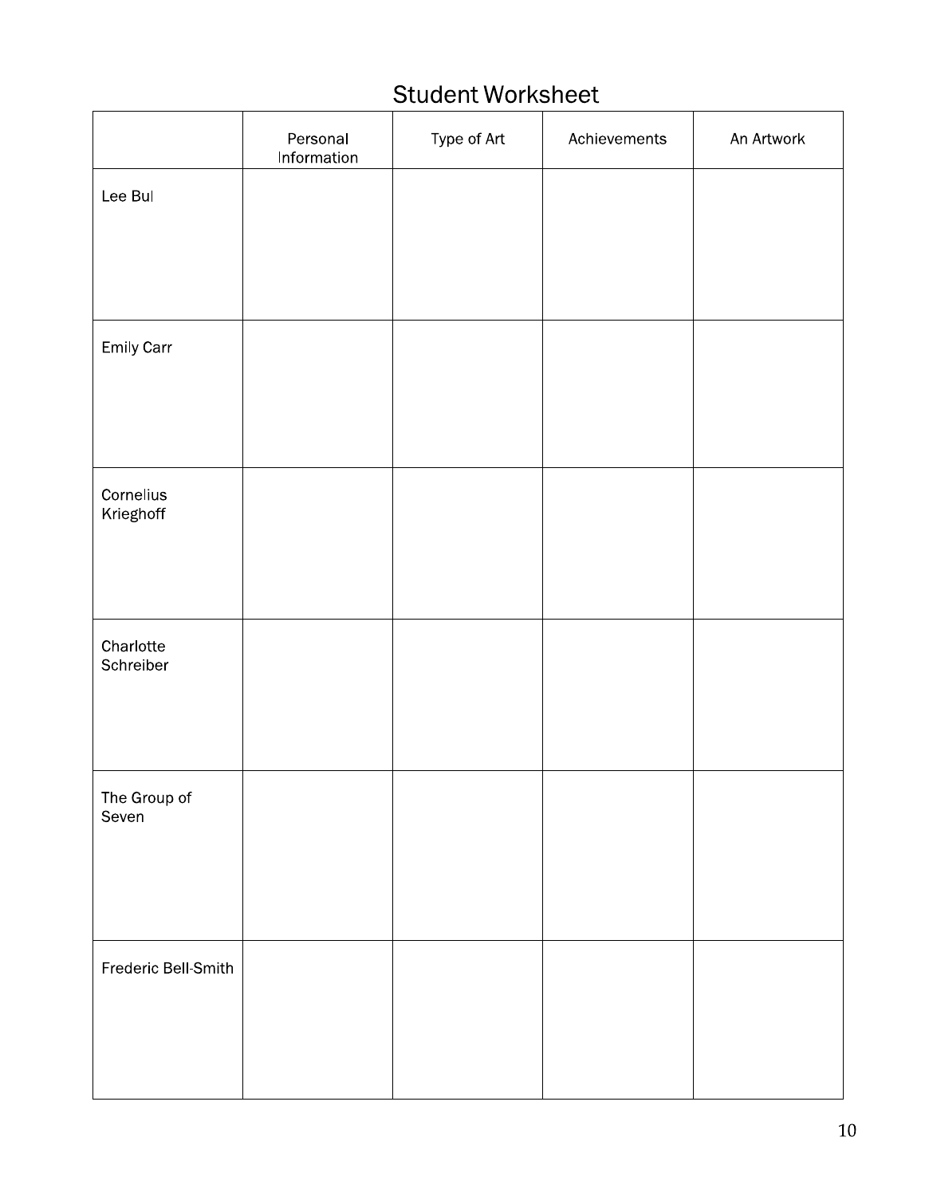# Student Worksheet

| | Personal Information | Type of Art | Achievements | An Artwork |
|---|---|---|---|---|
| Lee Bul | | | | |
| Emily Carr | | | | |
| Cornelius Krieghoff | | | | |
| Charlotte Schreiber | | | | |
| The Group of Seven | | | | |
| Frederic Bell-Smith | | | | |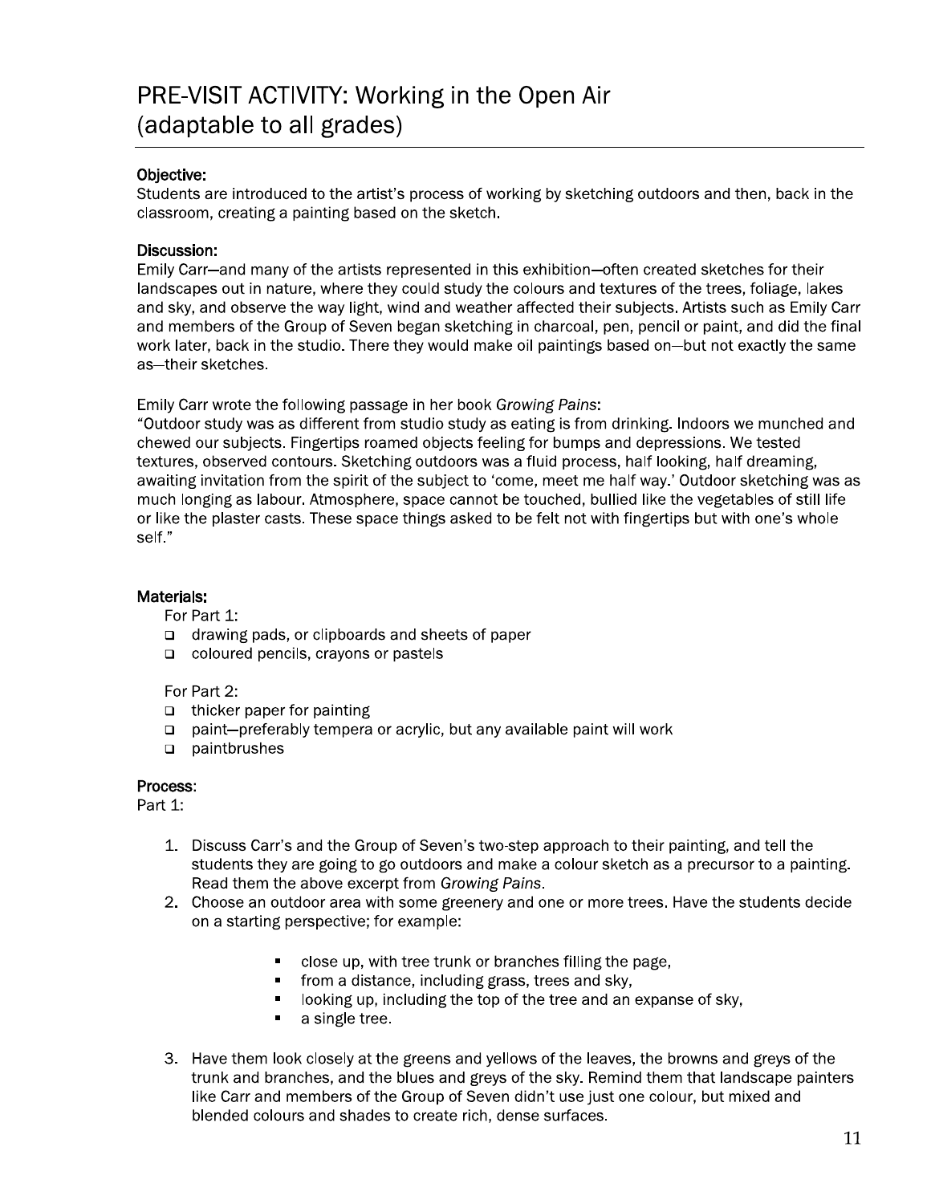# PRE-VISIT ACTIVITY: Working in the Open Air (adaptable to all grades)

**Objective:**
Students are introduced to the artist's process of working by sketching outdoors and then, back in the classroom, creating a painting based on the sketch.

**Discussion:**
Emily Carr—and many of the artists represented in this exhibition—often created sketches for their landscapes out in nature, where they could study the colours and textures of the trees, foliage, lakes and sky, and observe the way light, wind and weather affected their subjects. Artists such as Emily Carr and members of the Group of Seven began sketching in charcoal, pen, pencil or paint, and did the final work later, back in the studio. There they would make oil paintings based on—but not exactly the same as—their sketches.

Emily Carr wrote the following passage in her book *Growing Pains*:
"Outdoor study was as different from studio study as eating is from drinking. Indoors we munched and chewed our subjects. Fingertips roamed objects feeling for bumps and depressions. We tested textures, observed contours. Sketching outdoors was a fluid process, half looking, half dreaming, awaiting invitation from the spirit of the subject to 'come, meet me half way.' Outdoor sketching was as much longing as labour. Atmosphere, space cannot be touched, bullied like the vegetables of still life or like the plaster casts. These space things asked to be felt not with fingertips but with one's whole self."

**Materials:**

For Part 1:

- ❑ drawing pads, or clipboards and sheets of paper
- ❑ coloured pencils, crayons or pastels

For Part 2:

- ❑ thicker paper for painting
- ❑ paint—preferably tempera or acrylic, but any available paint will work
- ❑ paintbrushes

**Process:**

Part 1:

1. Discuss Carr's and the Group of Seven's two-step approach to their painting, and tell the students they are going to go outdoors and make a colour sketch as a precursor to a painting. Read them the above excerpt from *Growing Pains*.
2. Choose an outdoor area with some greenery and one or more trees. Have the students decide on a starting perspective; for example:
   - close up, with tree trunk or branches filling the page,
   - from a distance, including grass, trees and sky,
   - looking up, including the top of the tree and an expanse of sky,
   - a single tree.
3. Have them look closely at the greens and yellows of the leaves, the browns and greys of the trunk and branches, and the blues and greys of the sky. Remind them that landscape painters like Carr and members of the Group of Seven didn't use just one colour, but mixed and blended colours and shades to create rich, dense surfaces.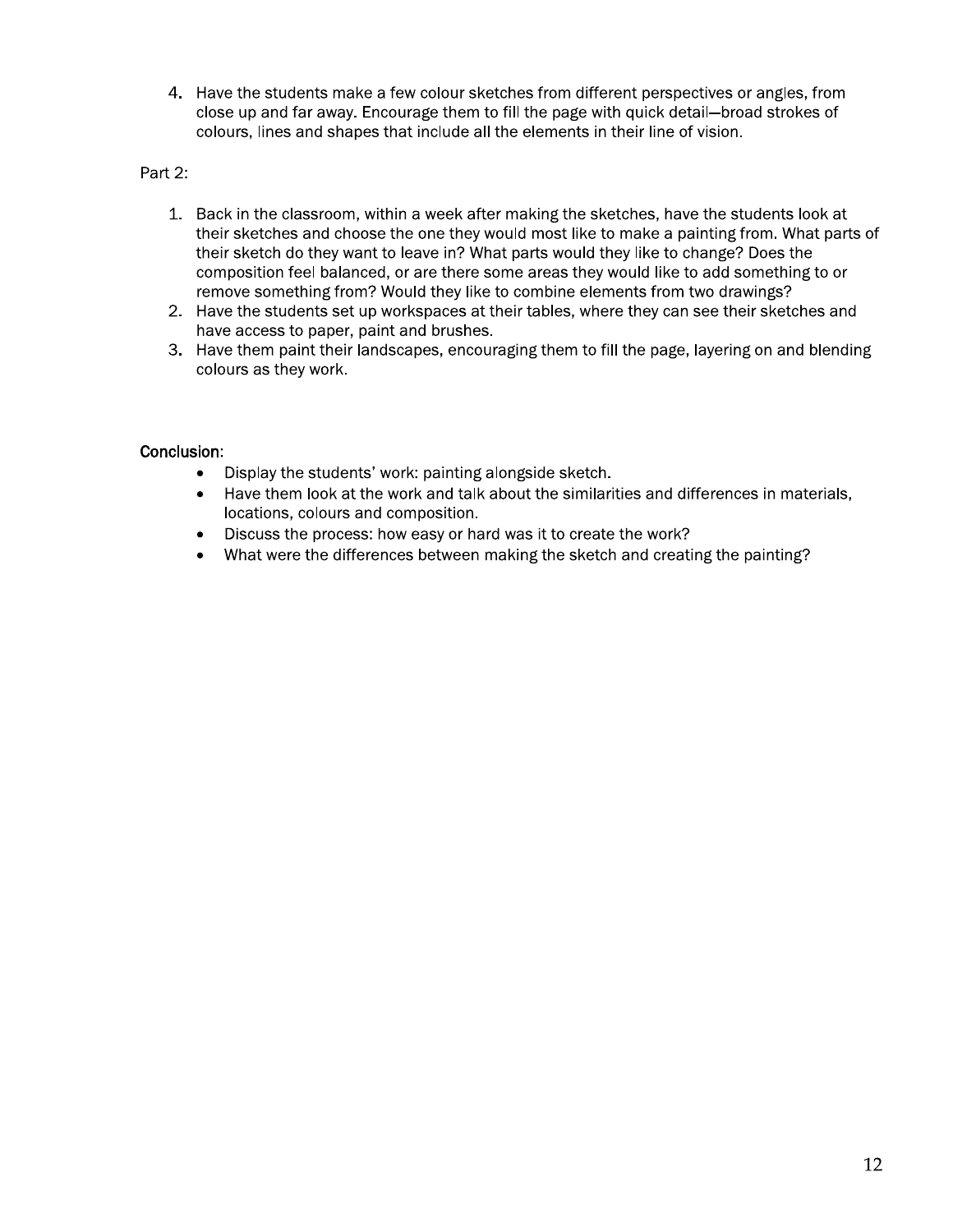4. Have the students make a few colour sketches from different perspectives or angles, from close up and far away. Encourage them to fill the page with quick detail—broad strokes of colours, lines and shapes that include all the elements in their line of vision.

Part 2:

1. Back in the classroom, within a week after making the sketches, have the students look at their sketches and choose the one they would most like to make a painting from. What parts of their sketch do they want to leave in? What parts would they like to change? Does the composition feel balanced, or are there some areas they would like to add something to or remove something from? Would they like to combine elements from two drawings?
2. Have the students set up workspaces at their tables, where they can see their sketches and have access to paper, paint and brushes.
3. Have them paint their landscapes, encouraging them to fill the page, layering on and blending colours as they work.

Conclusion:

- Display the students' work: painting alongside sketch.
- Have them look at the work and talk about the similarities and differences in materials, locations, colours and composition.
- Discuss the process: how easy or hard was it to create the work?
- What were the differences between making the sketch and creating the painting?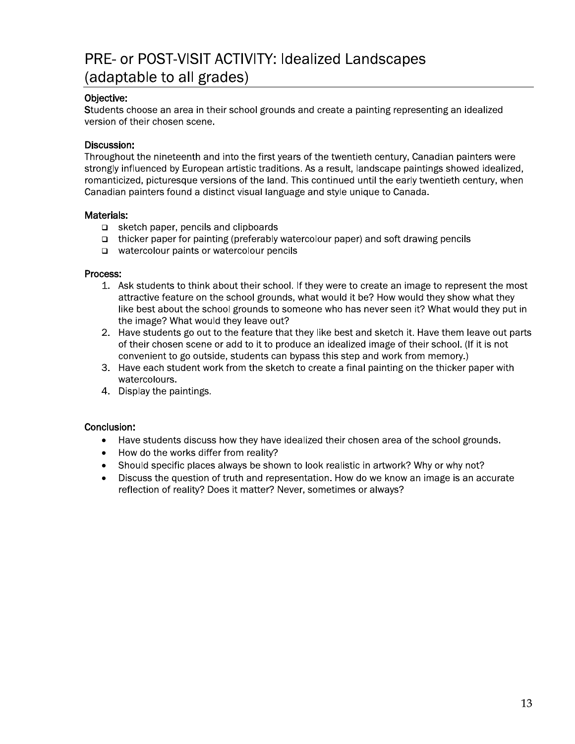# PRE- or POST-VISIT ACTIVITY: Idealized Landscapes (adaptable to all grades)

### Objective:

Students choose an area in their school grounds and create a painting representing an idealized version of their chosen scene.

### Discussion:

Throughout the nineteenth and into the first years of the twentieth century, Canadian painters were strongly influenced by European artistic traditions. As a result, landscape paintings showed idealized, romanticized, picturesque versions of the land. This continued until the early twentieth century, when Canadian painters found a distinct visual language and style unique to Canada.

### Materials:

- sketch paper, pencils and clipboards
- thicker paper for painting (preferably watercolour paper) and soft drawing pencils
- watercolour paints or watercolour pencils

### Process:

1. Ask students to think about their school. If they were to create an image to represent the most attractive feature on the school grounds, what would it be? How would they show what they like best about the school grounds to someone who has never seen it? What would they put in the image? What would they leave out?
2. Have students go out to the feature that they like best and sketch it. Have them leave out parts of their chosen scene or add to it to produce an idealized image of their school. (If it is not convenient to go outside, students can bypass this step and work from memory.)
3. Have each student work from the sketch to create a final painting on the thicker paper with watercolours.
4. Display the paintings.

### Conclusion:

- Have students discuss how they have idealized their chosen area of the school grounds.
- How do the works differ from reality?
- Should specific places always be shown to look realistic in artwork? Why or why not?
- Discuss the question of truth and representation. How do we know an image is an accurate reflection of reality? Does it matter? Never, sometimes or always?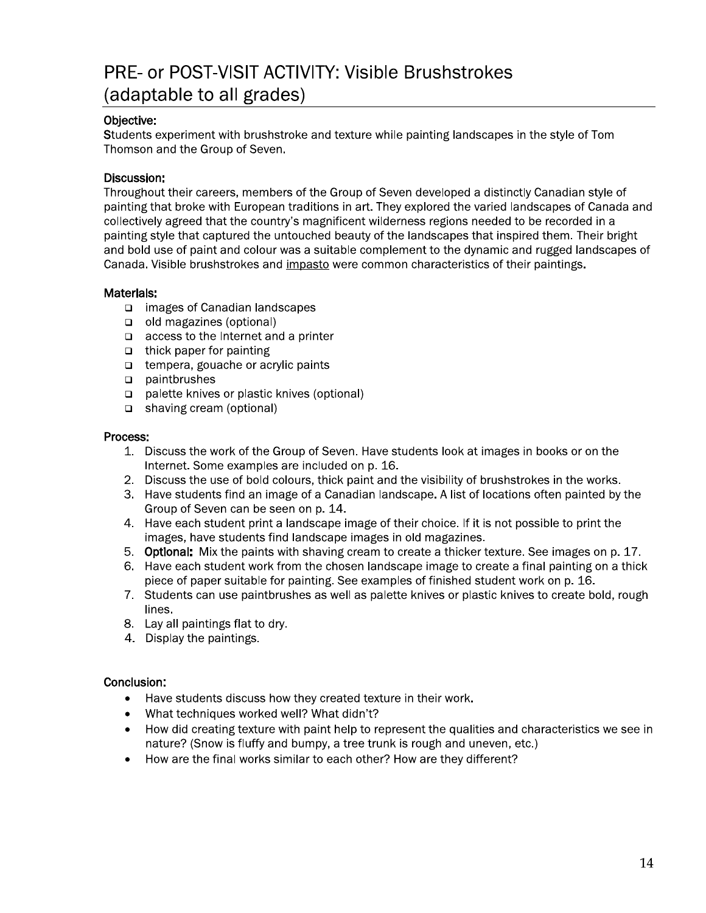# PRE- or POST-VISIT ACTIVITY: Visible Brushstrokes (adaptable to all grades)

**Objective:**
Students experiment with brushstroke and texture while painting landscapes in the style of Tom Thomson and the Group of Seven.

**Discussion:**
Throughout their careers, members of the Group of Seven developed a distinctly Canadian style of painting that broke with European traditions in art. They explored the varied landscapes of Canada and collectively agreed that the country's magnificent wilderness regions needed to be recorded in a painting style that captured the untouched beauty of the landscapes that inspired them. Their bright and bold use of paint and colour was a suitable complement to the dynamic and rugged landscapes of Canada. Visible brushstrokes and impasto were common characteristics of their paintings.

**Materials:**
- images of Canadian landscapes
- old magazines (optional)
- access to the Internet and a printer
- thick paper for painting
- tempera, gouache or acrylic paints
- paintbrushes
- palette knives or plastic knives (optional)
- shaving cream (optional)

**Process:**
1. Discuss the work of the Group of Seven. Have students look at images in books or on the Internet. Some examples are included on p. 16.
2. Discuss the use of bold colours, thick paint and the visibility of brushstrokes in the works.
3. Have students find an image of a Canadian landscape. A list of locations often painted by the Group of Seven can be seen on p. 14.
4. Have each student print a landscape image of their choice. If it is not possible to print the images, have students find landscape images in old magazines.
5. **Optional:** Mix the paints with shaving cream to create a thicker texture. See images on p. 17.
6. Have each student work from the chosen landscape image to create a final painting on a thick piece of paper suitable for painting. See examples of finished student work on p. 16.
7. Students can use paintbrushes as well as palette knives or plastic knives to create bold, rough lines.
8. Lay all paintings flat to dry.
4. Display the paintings.

**Conclusion:**
- Have students discuss how they created texture in their work.
- What techniques worked well? What didn't?
- How did creating texture with paint help to represent the qualities and characteristics we see in nature? (Snow is fluffy and bumpy, a tree trunk is rough and uneven, etc.)
- How are the final works similar to each other? How are they different?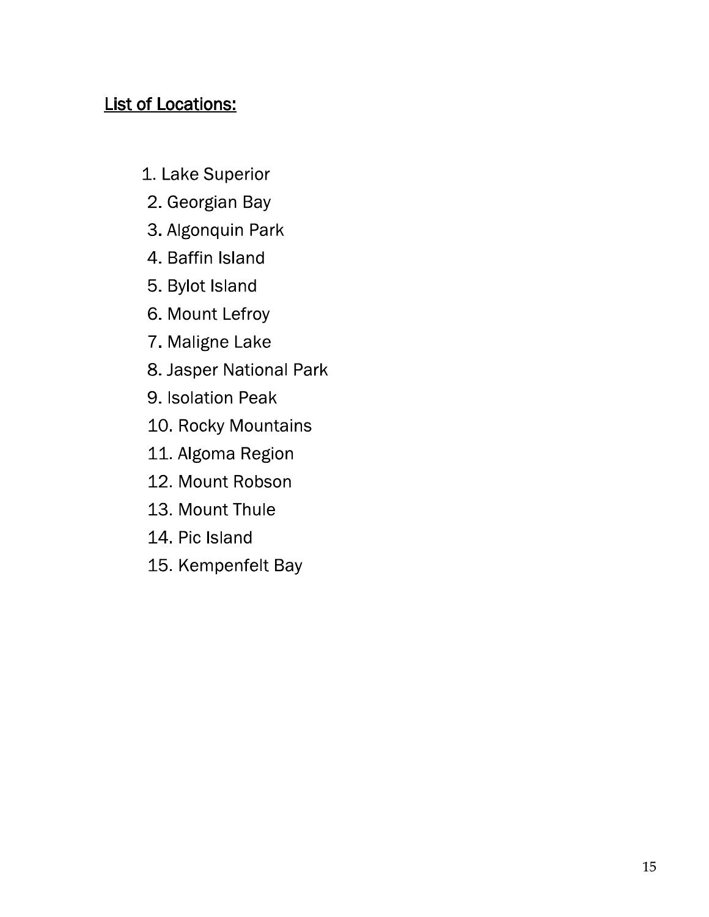## List of Locations:

1. Lake Superior
2. Georgian Bay
3. Algonquin Park
4. Baffin Island
5. Bylot Island
6. Mount Lefroy
7. Maligne Lake
8. Jasper National Park
9. Isolation Peak
10. Rocky Mountains
11. Algoma Region
12. Mount Robson
13. Mount Thule
14. Pic Island
15. Kempenfelt Bay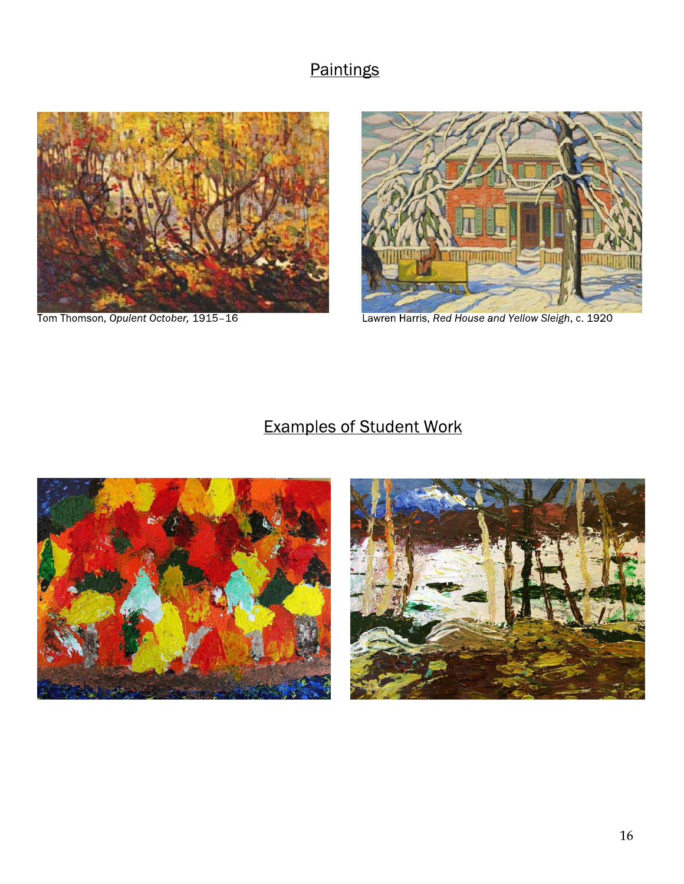## Paintings

Tom Thomson, *Opulent October,* 1915–16

Lawren Harris, *Red House and Yellow Sleigh*, c. 1920

## Examples of Student Work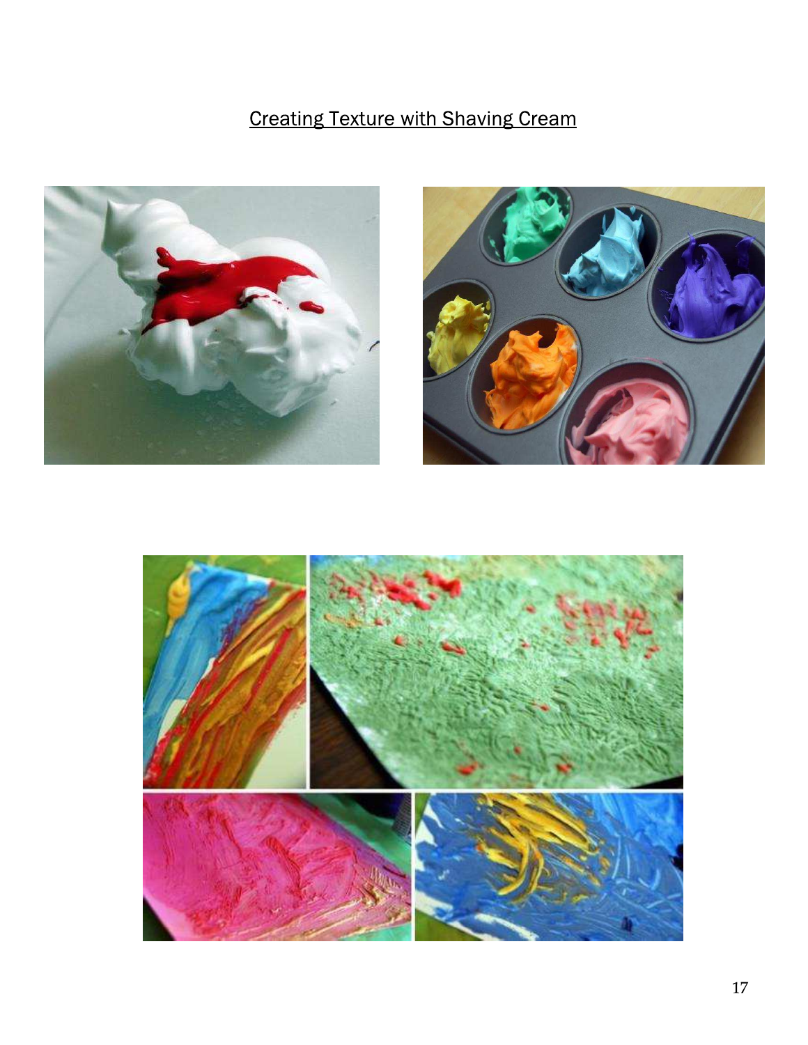Creating Texture with Shaving Cream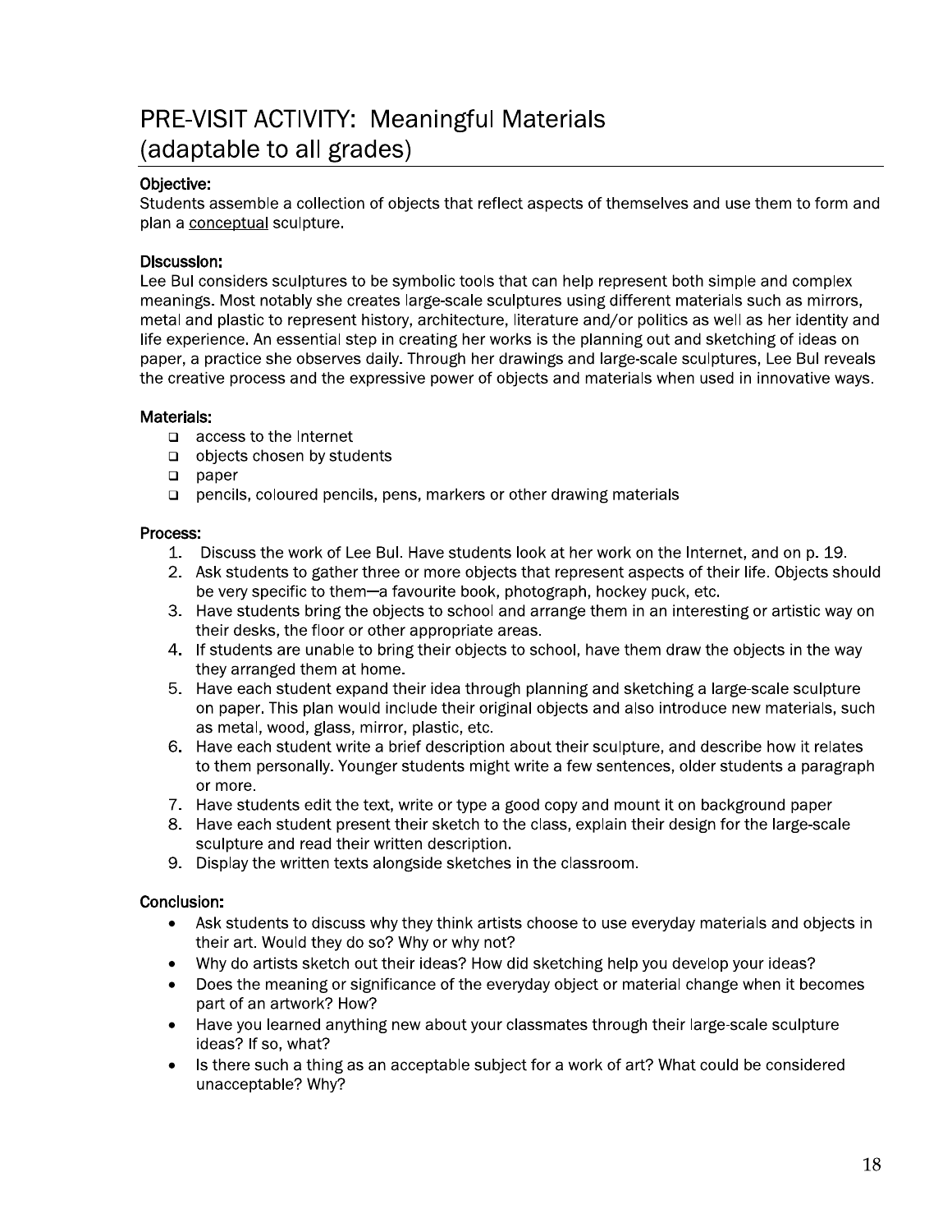# PRE-VISIT ACTIVITY: Meaningful Materials (adaptable to all grades)

**Objective:**
Students assemble a collection of objects that reflect aspects of themselves and use them to form and plan a conceptual sculpture.

**Discussion:**
Lee Bul considers sculptures to be symbolic tools that can help represent both simple and complex meanings. Most notably she creates large-scale sculptures using different materials such as mirrors, metal and plastic to represent history, architecture, literature and/or politics as well as her identity and life experience. An essential step in creating her works is the planning out and sketching of ideas on paper, a practice she observes daily. Through her drawings and large-scale sculptures, Lee Bul reveals the creative process and the expressive power of objects and materials when used in innovative ways.

**Materials:**

- access to the Internet
- objects chosen by students
- paper
- pencils, coloured pencils, pens, markers or other drawing materials

**Process:**

1. Discuss the work of Lee Bul. Have students look at her work on the Internet, and on p. 19.
2. Ask students to gather three or more objects that represent aspects of their life. Objects should be very specific to them—a favourite book, photograph, hockey puck, etc.
3. Have students bring the objects to school and arrange them in an interesting or artistic way on their desks, the floor or other appropriate areas.
4. If students are unable to bring their objects to school, have them draw the objects in the way they arranged them at home.
5. Have each student expand their idea through planning and sketching a large-scale sculpture on paper. This plan would include their original objects and also introduce new materials, such as metal, wood, glass, mirror, plastic, etc.
6. Have each student write a brief description about their sculpture, and describe how it relates to them personally. Younger students might write a few sentences, older students a paragraph or more.
7. Have students edit the text, write or type a good copy and mount it on background paper
8. Have each student present their sketch to the class, explain their design for the large-scale sculpture and read their written description.
9. Display the written texts alongside sketches in the classroom.

**Conclusion:**

- Ask students to discuss why they think artists choose to use everyday materials and objects in their art. Would they do so? Why or why not?
- Why do artists sketch out their ideas? How did sketching help you develop your ideas?
- Does the meaning or significance of the everyday object or material change when it becomes part of an artwork? How?
- Have you learned anything new about your classmates through their large-scale sculpture ideas? If so, what?
- Is there such a thing as an acceptable subject for a work of art? What could be considered unacceptable? Why?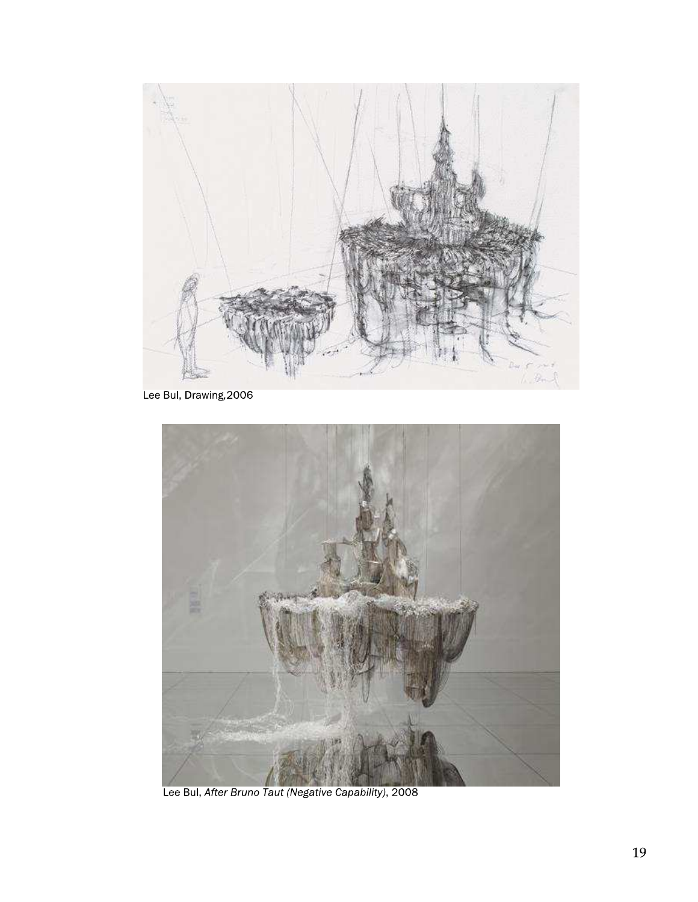Lee Bul, Drawing,2006

Lee Bul, *After Bruno Taut (Negative Capability)*, 2008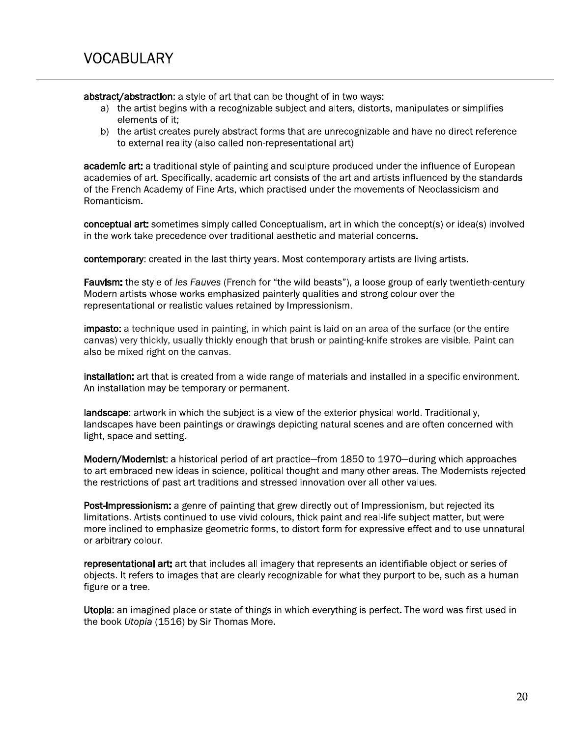# VOCABULARY

**abstract/abstraction**: a style of art that can be thought of in two ways:

a) the artist begins with a recognizable subject and alters, distorts, manipulates or simplifies elements of it;
b) the artist creates purely abstract forms that are unrecognizable and have no direct reference to external reality (also called non-representational art)

**academic art:** a traditional style of painting and sculpture produced under the influence of European academies of art. Specifically, academic art consists of the art and artists influenced by the standards of the French Academy of Fine Arts, which practised under the movements of Neoclassicism and Romanticism.

**conceptual art:** sometimes simply called Conceptualism, art in which the concept(s) or idea(s) involved in the work take precedence over traditional aesthetic and material concerns.

**contemporary**: created in the last thirty years. Most contemporary artists are living artists.

**Fauvism:** the style of *les Fauves* (French for "the wild beasts"), a loose group of early twentieth-century Modern artists whose works emphasized painterly qualities and strong colour over the representational or realistic values retained by Impressionism.

**impasto:** a technique used in painting, in which paint is laid on an area of the surface (or the entire canvas) very thickly, usually thickly enough that brush or painting-knife strokes are visible. Paint can also be mixed right on the canvas.

**installation:** art that is created from a wide range of materials and installed in a specific environment. An installation may be temporary or permanent.

**landscape**: artwork in which the subject is a view of the exterior physical world. Traditionally, landscapes have been paintings or drawings depicting natural scenes and are often concerned with light, space and setting.

**Modern/Modernist**: a historical period of art practice—from 1850 to 1970—during which approaches to art embraced new ideas in science, political thought and many other areas. The Modernists rejected the restrictions of past art traditions and stressed innovation over all other values.

**Post-Impressionism:** a genre of painting that grew directly out of Impressionism, but rejected its limitations. Artists continued to use vivid colours, thick paint and real-life subject matter, but were more inclined to emphasize geometric forms, to distort form for expressive effect and to use unnatural or arbitrary colour.

**representational art:** art that includes all imagery that represents an identifiable object or series of objects. It refers to images that are clearly recognizable for what they purport to be, such as a human figure or a tree.

**Utopia**: an imagined place or state of things in which everything is perfect. The word was first used in the book *Utopia* (1516) by Sir Thomas More.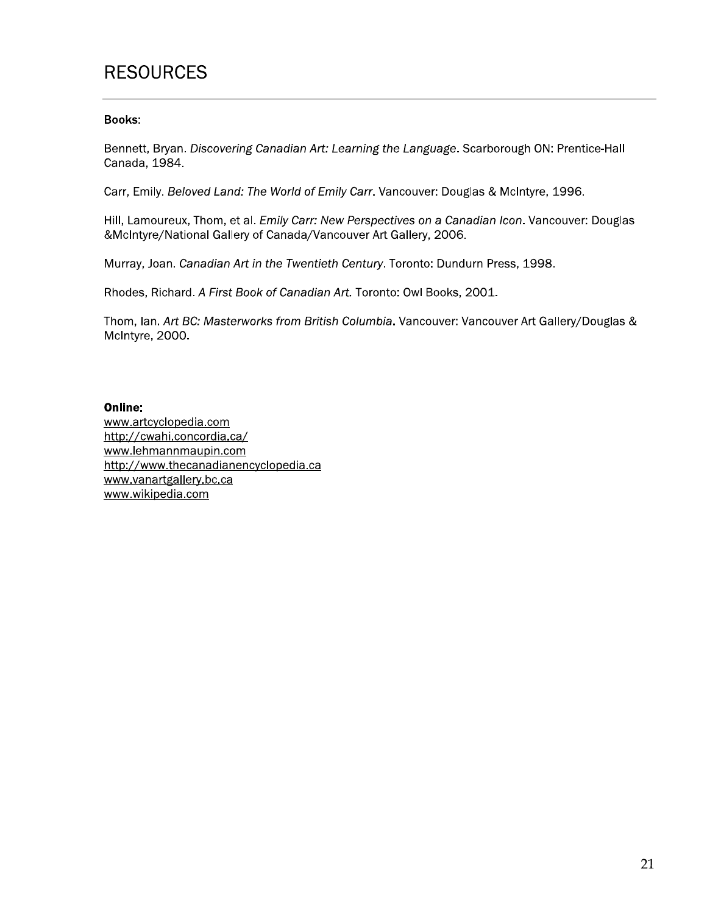# RESOURCES

**Books:**

Bennett, Bryan. *Discovering Canadian Art: Learning the Language*. Scarborough ON: Prentice-Hall Canada, 1984.

Carr, Emily. *Beloved Land: The World of Emily Carr*. Vancouver: Douglas & McIntyre, 1996.

Hill, Lamoureux, Thom, et al. *Emily Carr: New Perspectives on a Canadian Icon*. Vancouver: Douglas &McIntyre/National Gallery of Canada/Vancouver Art Gallery, 2006.

Murray, Joan. *Canadian Art in the Twentieth Century*. Toronto: Dundurn Press, 1998.

Rhodes, Richard. *A First Book of Canadian Art.* Toronto: Owl Books, 2001.

Thom, Ian. *Art BC: Masterworks from British Columbia*. Vancouver: Vancouver Art Gallery/Douglas & McIntyre, 2000.

**Online:**

www.artcyclopedia.com
http://cwahi.concordia.ca/
www.lehmannmaupin.com
http://www.thecanadianencyclopedia.ca
www.vanartgallery.bc.ca
www.wikipedia.com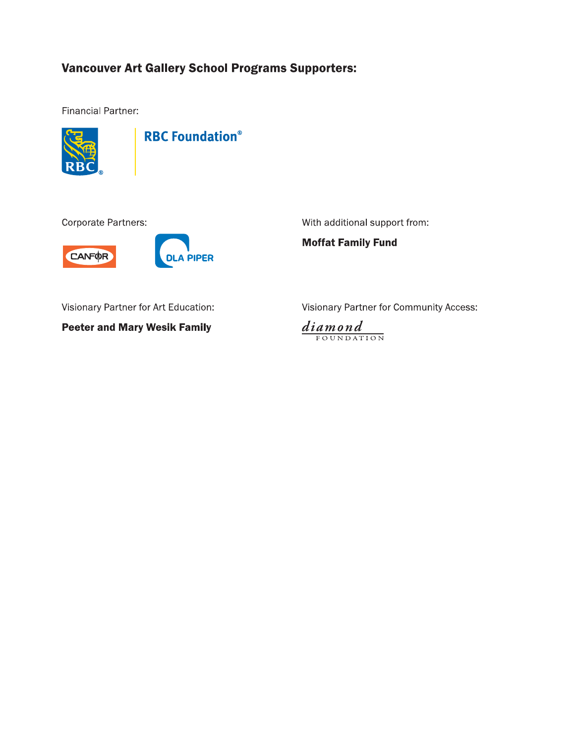## Vancouver Art Gallery School Programs Supporters:

Financial Partner:

RBC Foundation®

Corporate Partners:

CANFOR

DLA PIPER

With additional support from:

**Moffat Family Fund**

Visionary Partner for Art Education:

**Peeter and Mary Wesik Family**

Visionary Partner for Community Access:

*diamond* FOUNDATION